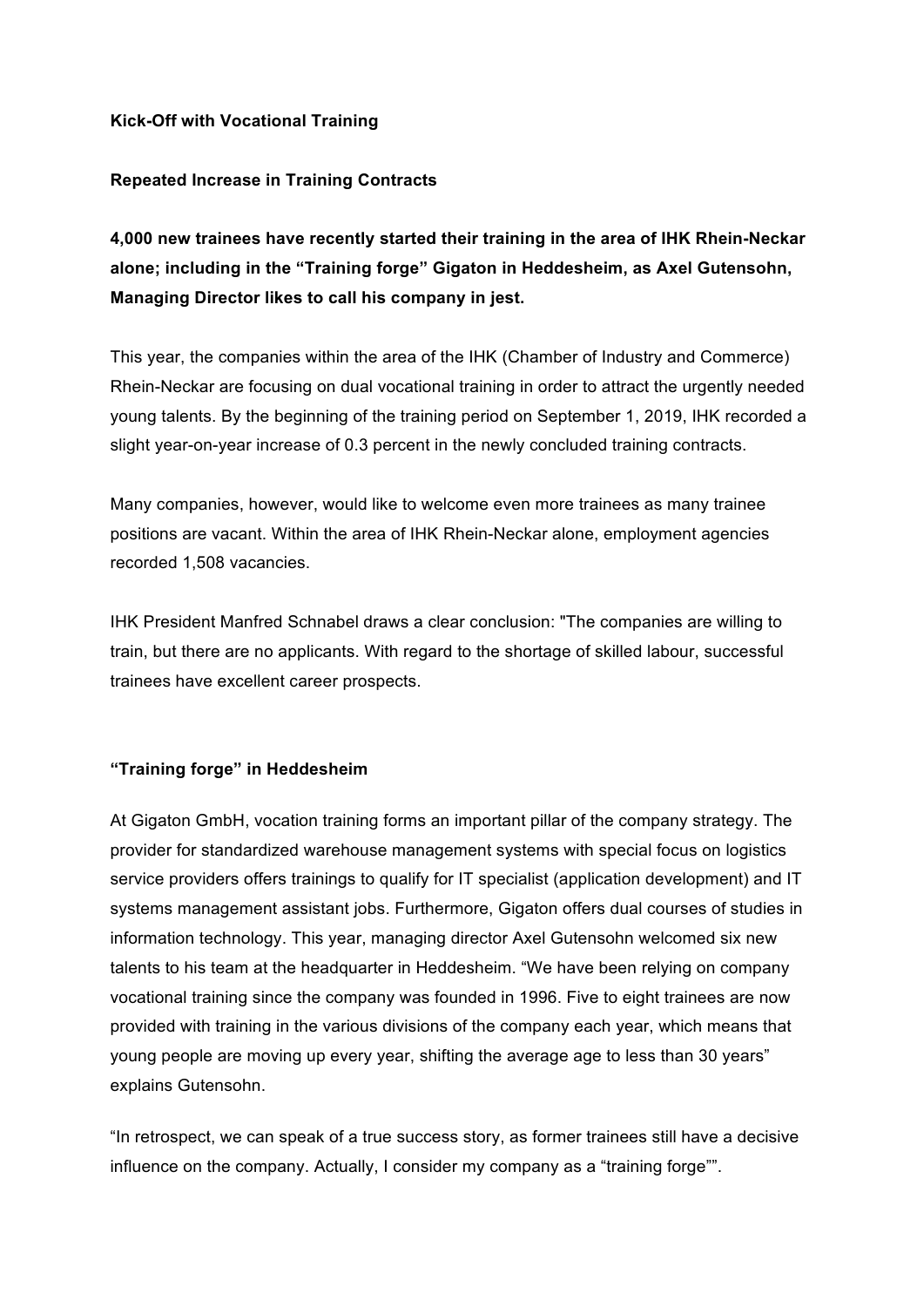**Kick-Off with Vocational Training**

**Repeated Increase in Training Contracts**

**4,000 new trainees have recently started their training in the area of IHK Rhein-Neckar alone; including in the "Training forge" Gigaton in Heddesheim, as Axel Gutensohn, Managing Director likes to call his company in jest.**

This year, the companies within the area of the IHK (Chamber of Industry and Commerce) Rhein-Neckar are focusing on dual vocational training in order to attract the urgently needed young talents. By the beginning of the training period on September 1, 2019, IHK recorded a slight year-on-year increase of 0.3 percent in the newly concluded training contracts.

Many companies, however, would like to welcome even more trainees as many trainee positions are vacant. Within the area of IHK Rhein-Neckar alone, employment agencies recorded 1,508 vacancies.

IHK President Manfred Schnabel draws a clear conclusion: "The companies are willing to train, but there are no applicants. With regard to the shortage of skilled labour, successful trainees have excellent career prospects.

**"Training forge" in Heddesheim**

At Gigaton GmbH, vocation training forms an important pillar of the company strategy. The provider for standardized warehouse management systems with special focus on logistics service providers offers trainings to qualify for IT specialist (application development) and IT systems management assistant jobs. Furthermore, Gigaton offers dual courses of studies in information technology. This year, managing director Axel Gutensohn welcomed six new talents to his team at the headquarter in Heddesheim. "We have been relying on company vocational training since the company was founded in 1996. Five to eight trainees are now provided with training in the various divisions of the company each year, which means that young people are moving up every year, shifting the average age to less than 30 years" explains Gutensohn.

"In retrospect, we can speak of a true success story, as former trainees still have a decisive influence on the company. Actually, I consider my company as a "training forge"".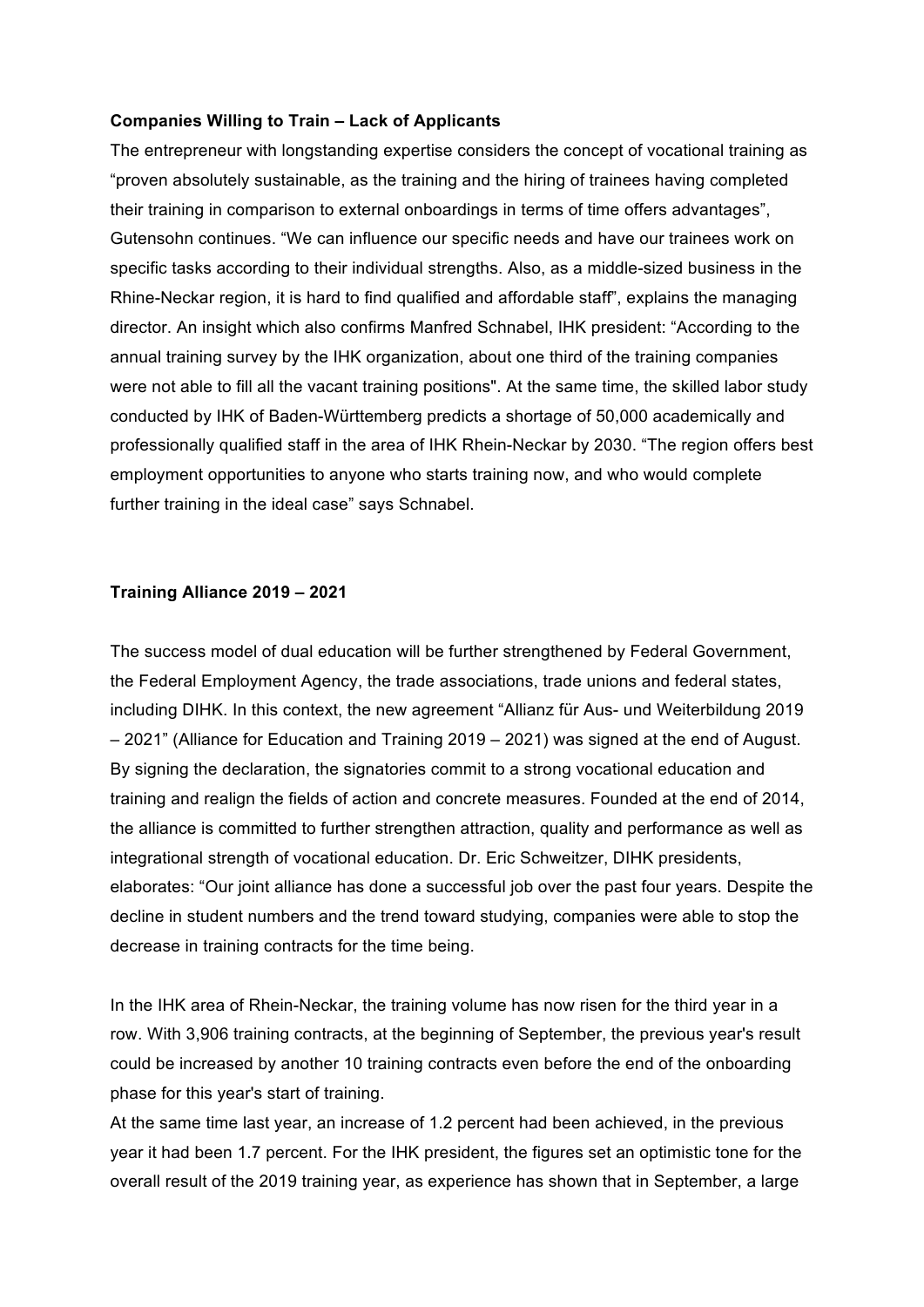**Companies Willing to Train – Lack of Applicants**

The entrepreneur with longstanding expertise considers the concept of vocational training as "proven absolutely sustainable, as the training and the hiring of trainees having completed their training in comparison to external onboardings in terms of time offers advantages", Gutensohn continues. "We can influence our specific needs and have our trainees work on specific tasks according to their individual strengths. Also, as a middle-sized business in the Rhine-Neckar region, it is hard to find qualified and affordable staff", explains the managing director. An insight which also confirms Manfred Schnabel, IHK president: "According to the annual training survey by the IHK organization, about one third of the training companies were not able to fill all the vacant training positions". At the same time, the skilled labor study conducted by IHK of Baden-Württemberg predicts a shortage of 50,000 academically and professionally qualified staff in the area of IHK Rhein-Neckar by 2030. "The region offers best employment opportunities to anyone who starts training now, and who would complete further training in the ideal case" says Schnabel.

**Training Alliance 2019 – 2021**

The success model of dual education will be further strengthened by Federal Government, the Federal Employment Agency, the trade associations, trade unions and federal states, including DIHK. In this context, the new agreement "Allianz für Aus- und Weiterbildung 2019 – 2021" (Alliance for Education and Training 2019 – 2021) was signed at the end of August. By signing the declaration, the signatories commit to a strong vocational education and training and realign the fields of action and concrete measures. Founded at the end of 2014, the alliance is committed to further strengthen attraction, quality and performance as well as integrational strength of vocational education. Dr. Eric Schweitzer, DIHK presidents, elaborates: "Our joint alliance has done a successful job over the past four years. Despite the decline in student numbers and the trend toward studying, companies were able to stop the decrease in training contracts for the time being.

In the IHK area of Rhein-Neckar, the training volume has now risen for the third year in a row. With 3,906 training contracts, at the beginning of September, the previous year's result could be increased by another 10 training contracts even before the end of the onboarding phase for this year's start of training.

At the same time last year, an increase of 1.2 percent had been achieved, in the previous year it had been 1.7 percent. For the IHK president, the figures set an optimistic tone for the overall result of the 2019 training year, as experience has shown that in September, a large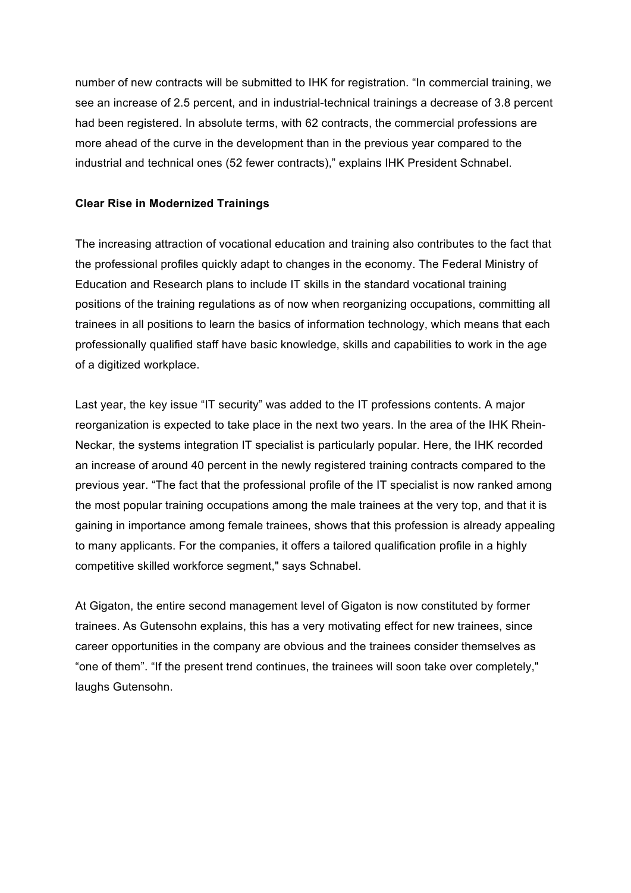number of new contracts will be submitted to IHK for registration. “In commercial training, we see an increase of 2.5 percent, and in industrial-technical trainings a decrease of 3.8 percent had been registered. In absolute terms, with 62 contracts, the commercial professions are more ahead of the curve in the development than in the previous year compared to the industrial and technical ones (52 fewer contracts),” explains IHK President Schnabel.

**Clear Rise in Modernized Trainings**

The increasing attraction of vocational education and training also contributes to the fact that the professional profiles quickly adapt to changes in the economy. The Federal Ministry of Education and Research plans to include IT skills in the standard vocational training positions of the training regulations as of now when reorganizing occupations, committing all trainees in all positions to learn the basics of information technology, which means that each professionally qualified staff have basic knowledge, skills and capabilities to work in the age of a digitized workplace.

Last year, the key issue “IT security” was added to the IT professions contents. A major reorganization is expected to take place in the next two years. In the area of the IHK Rhein-Neckar, the systems integration IT specialist is particularly popular. Here, the IHK recorded an increase of around 40 percent in the newly registered training contracts compared to the previous year. “The fact that the professional profile of the IT specialist is now ranked among the most popular training occupations among the male trainees at the very top, and that it is gaining in importance among female trainees, shows that this profession is already appealing to many applicants. For the companies, it offers a tailored qualification profile in a highly competitive skilled workforce segment," says Schnabel.

At Gigaton, the entire second management level of Gigaton is now constituted by former trainees. As Gutensohn explains, this has a very motivating effect for new trainees, since career opportunities in the company are obvious and the trainees consider themselves as “one of them”. “If the present trend continues, the trainees will soon take over completely," laughs Gutensohn.